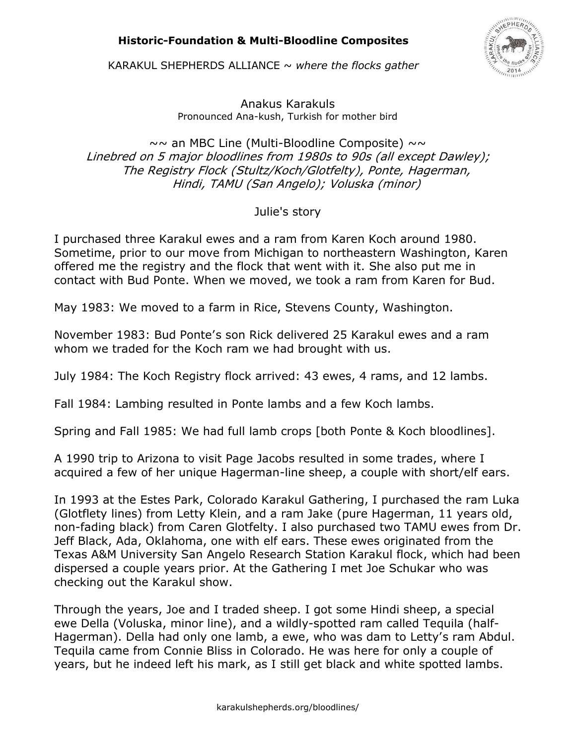# Historic-Foundation & Multi-Bloodline Composites

KARAKUL SHEPHERDS ALLIANCE ~ *where the flocks gather*

## Anakus Karakuls

Pronounced Ana-kush, Turkish for mother bird

~~ an MBC Line (Multi-Bloodline Composite) ~~

*Linebred on 5 major bloodlines from 1980s to 90s (all except Dawley); The Registry Flock (Stultz/Koch/Glotfelty), Ponte, Hagerman, Hindi, TAMU (San Angelo); Voluska (minor)*

### Julie's story

I purchased three Karakul ewes and a ram from Karen Koch around 1980. Sometime, prior to our move from Michigan to northeastern Washington, Karen offered me the registry and the flock that went with it. She also put me in contact with Bud Ponte. When we moved, we took a ram from Karen for Bud.

May 1983: We moved to a farm in Rice, Stevens County, Washington.

November 1983: Bud Ponte's son Rick delivered 25 Karakul ewes and a ram whom we traded for the Koch ram we had brought with us.

July 1984: The Koch Registry flock arrived: 43 ewes, 4 rams, and 12 lambs.

Fall 1984: Lambing resulted in Ponte lambs and a few Koch lambs.

Spring and Fall 1985: We had full lamb crops [both Ponte & Koch bloodlines].

A 1990 trip to Arizona to visit Page Jacobs resulted in some trades, where I acquired a few of her unique Hagerman-line sheep, a couple with short/elf ears.

In 1993 at the Estes Park, Colorado Karakul Gathering, I purchased the ram Luka (Glotflety lines) from Letty Klein, and a ram Jake (pure Hagerman, 11 years old, non-fading black) from Caren Glotfelty. I also purchased two TAMU ewes from Dr. Jeff Black, Ada, Oklahoma, one with elf ears. These ewes originated from the Texas A&M University San Angelo Research Station Karakul flock, which had been dispersed a couple years prior. At the Gathering I met Joe Schukar who was checking out the Karakul show.

Through the years, Joe and I traded sheep. I got some Hindi sheep, a special ewe Della (Voluska, minor line), and a wildly-spotted ram called Tequila (half-Hagerman). Della had only one lamb, a ewe, who was dam to Letty's ram Abdul. Tequila came from Connie Bliss in Colorado. He was here for only a couple of years, but he indeed left his mark, as I still get black and white spotted lambs.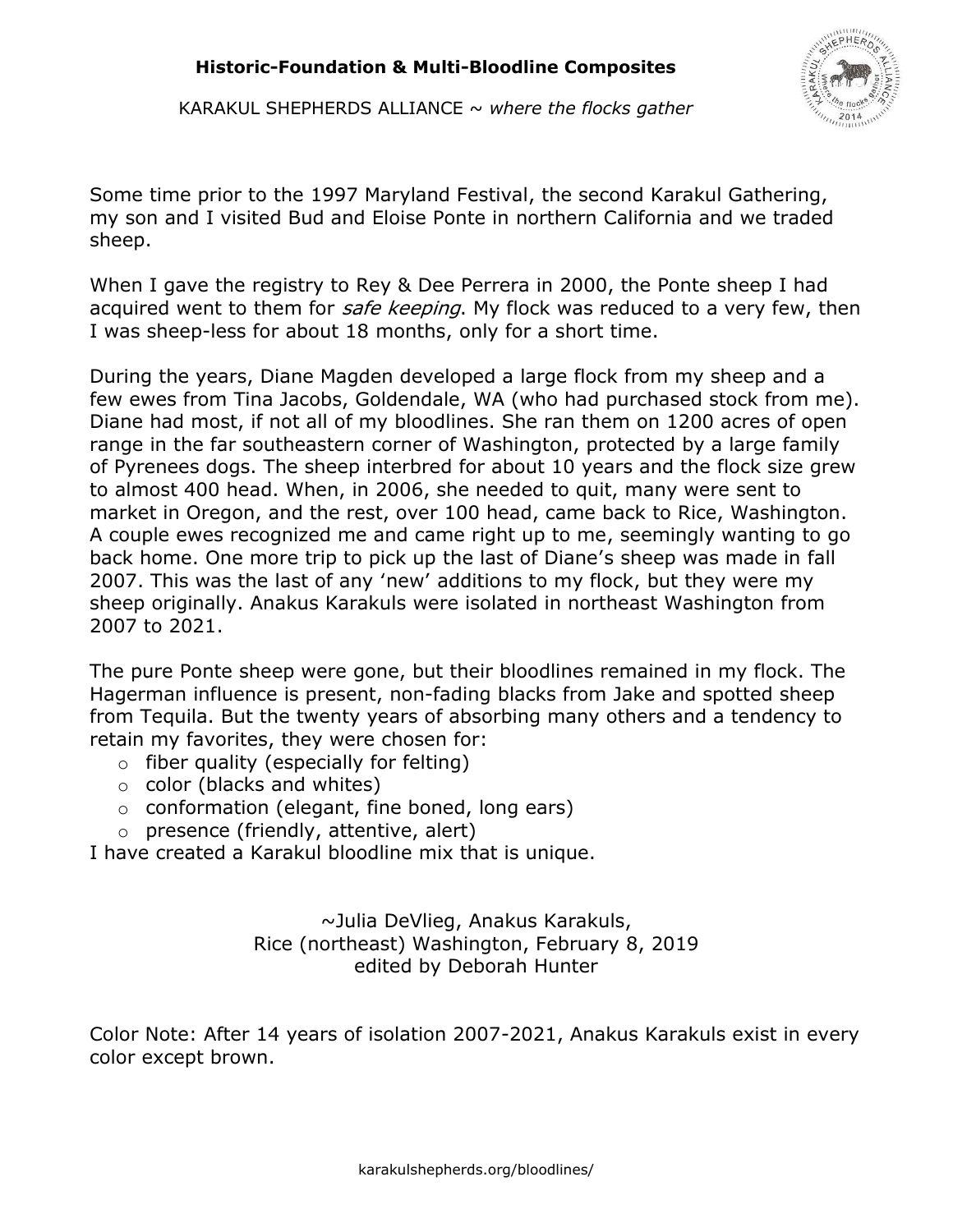Some time prior to the 1997 Maryland Festival, the second Karakul Gathering, my son and I visited Bud and Eloise Ponte in northern California and we traded sheep.

When I gave the registry to Rey & Dee Perrera in 2000, the Ponte sheep I had acquired went to them for *safe keeping*. My flock was reduced to a very few, then I was sheep-less for about 18 months, only for a short time.

During the years, Diane Magden developed a large flock from my sheep and a few ewes from Tina Jacobs, Goldendale, WA (who had purchased stock from me). Diane had most, if not all of my bloodlines. She ran them on 1200 acres of open range in the far southeastern corner of Washington, protected by a large family of Pyrenees dogs. The sheep interbred for about 10 years and the flock size grew to almost 400 head. When, in 2006, she needed to quit, many were sent to market in Oregon, and the rest, over 100 head, came back to Rice, Washington. A couple ewes recognized me and came right up to me, seemingly wanting to go back home. One more trip to pick up the last of Diane's sheep was made in fall 2007. This was the last of any 'new' additions to my flock, but they were my sheep originally. Anakus Karakuls were isolated in northeast Washington from 2007 to 2021.

The pure Ponte sheep were gone, but their bloodlines remained in my flock. The Hagerman influence is present, non-fading blacks from Jake and spotted sheep from Tequila. But the twenty years of absorbing many others and a tendency to retain my favorites, they were chosen for:

- fiber quality (especially for felting)
- color (blacks and whites)
- conformation (elegant, fine boned, long ears)
- presence (friendly, attentive, alert)

I have created a Karakul bloodline mix that is unique.

~Julia DeVlieg, Anakus Karakuls,
Rice (northeast) Washington, February 8, 2019
edited by Deborah Hunter

Color Note: After 14 years of isolation 2007-2021, Anakus Karakuls exist in every color except brown.